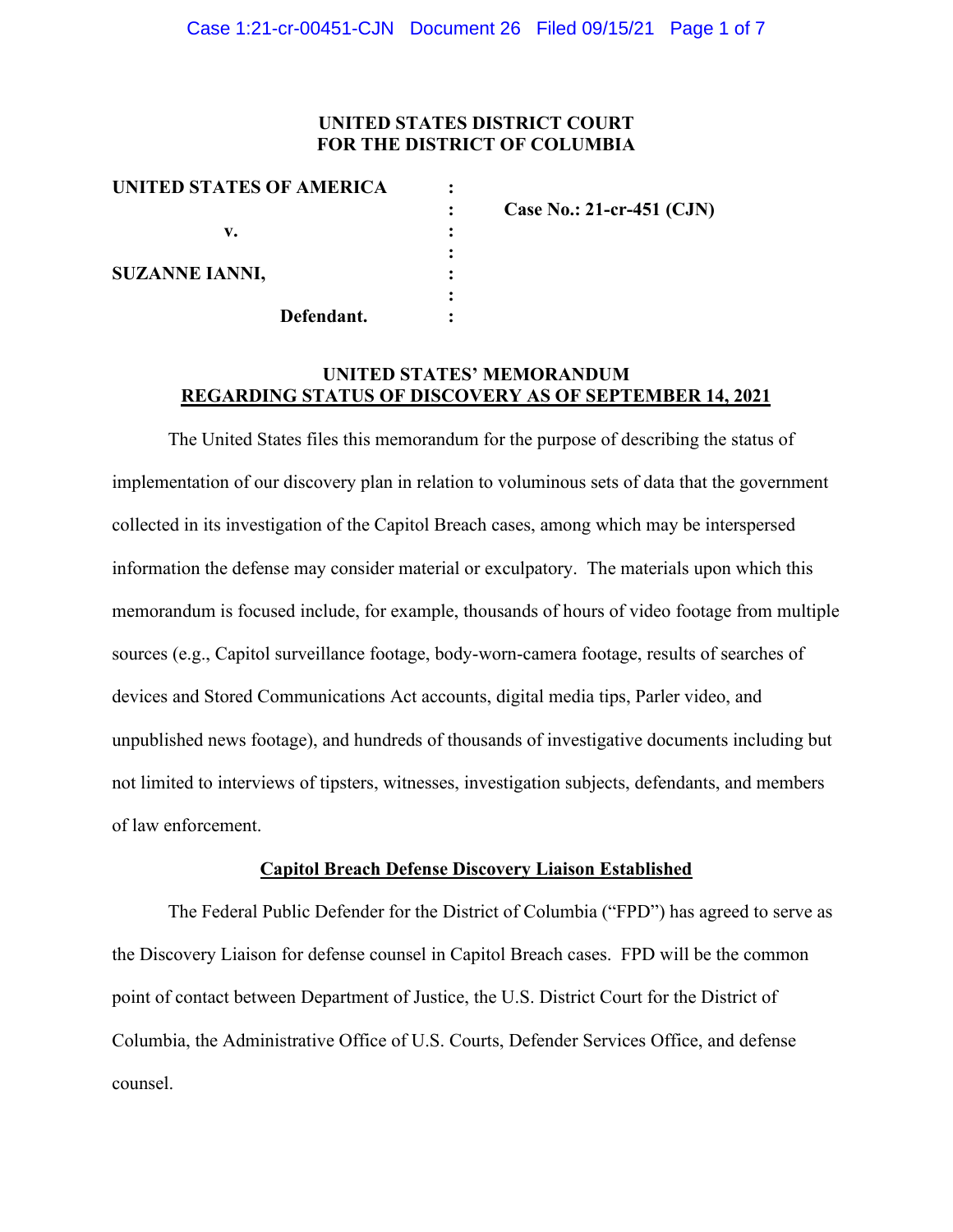**UNITED STATES DISTRICT COURT**
**FOR THE DISTRICT OF COLUMBIA**

| | | |
|---|---|---|
| **UNITED STATES OF AMERICA** | : | |
| | : | **Case No.: 21-cr-451 (CJN)** |
| **v.** | : | |
| | : | |
| **SUZANNE IANNI,** | : | |
| | : | |
| **Defendant.** | : | |

## UNITED STATES' MEMORANDUM REGARDING STATUS OF DISCOVERY AS OF SEPTEMBER 14, 2021

The United States files this memorandum for the purpose of describing the status of implementation of our discovery plan in relation to voluminous sets of data that the government collected in its investigation of the Capitol Breach cases, among which may be interspersed information the defense may consider material or exculpatory. The materials upon which this memorandum is focused include, for example, thousands of hours of video footage from multiple sources (e.g., Capitol surveillance footage, body-worn-camera footage, results of searches of devices and Stored Communications Act accounts, digital media tips, Parler video, and unpublished news footage), and hundreds of thousands of investigative documents including but not limited to interviews of tipsters, witnesses, investigation subjects, defendants, and members of law enforcement.

### Capitol Breach Defense Discovery Liaison Established

The Federal Public Defender for the District of Columbia ("FPD") has agreed to serve as the Discovery Liaison for defense counsel in Capitol Breach cases. FPD will be the common point of contact between Department of Justice, the U.S. District Court for the District of Columbia, the Administrative Office of U.S. Courts, Defender Services Office, and defense counsel.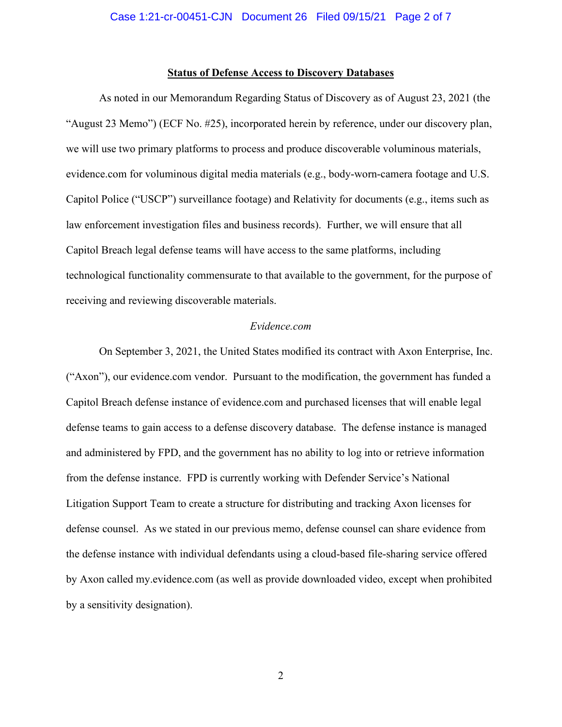**Status of Defense Access to Discovery Databases**

As noted in our Memorandum Regarding Status of Discovery as of August 23, 2021 (the "August 23 Memo") (ECF No. #25), incorporated herein by reference, under our discovery plan, we will use two primary platforms to process and produce discoverable voluminous materials, evidence.com for voluminous digital media materials (e.g., body-worn-camera footage and U.S. Capitol Police ("USCP") surveillance footage) and Relativity for documents (e.g., items such as law enforcement investigation files and business records). Further, we will ensure that all Capitol Breach legal defense teams will have access to the same platforms, including technological functionality commensurate to that available to the government, for the purpose of receiving and reviewing discoverable materials.

*Evidence.com*

On September 3, 2021, the United States modified its contract with Axon Enterprise, Inc. ("Axon"), our evidence.com vendor. Pursuant to the modification, the government has funded a Capitol Breach defense instance of evidence.com and purchased licenses that will enable legal defense teams to gain access to a defense discovery database. The defense instance is managed and administered by FPD, and the government has no ability to log into or retrieve information from the defense instance. FPD is currently working with Defender Service's National Litigation Support Team to create a structure for distributing and tracking Axon licenses for defense counsel. As we stated in our previous memo, defense counsel can share evidence from the defense instance with individual defendants using a cloud-based file-sharing service offered by Axon called my.evidence.com (as well as provide downloaded video, except when prohibited by a sensitivity designation).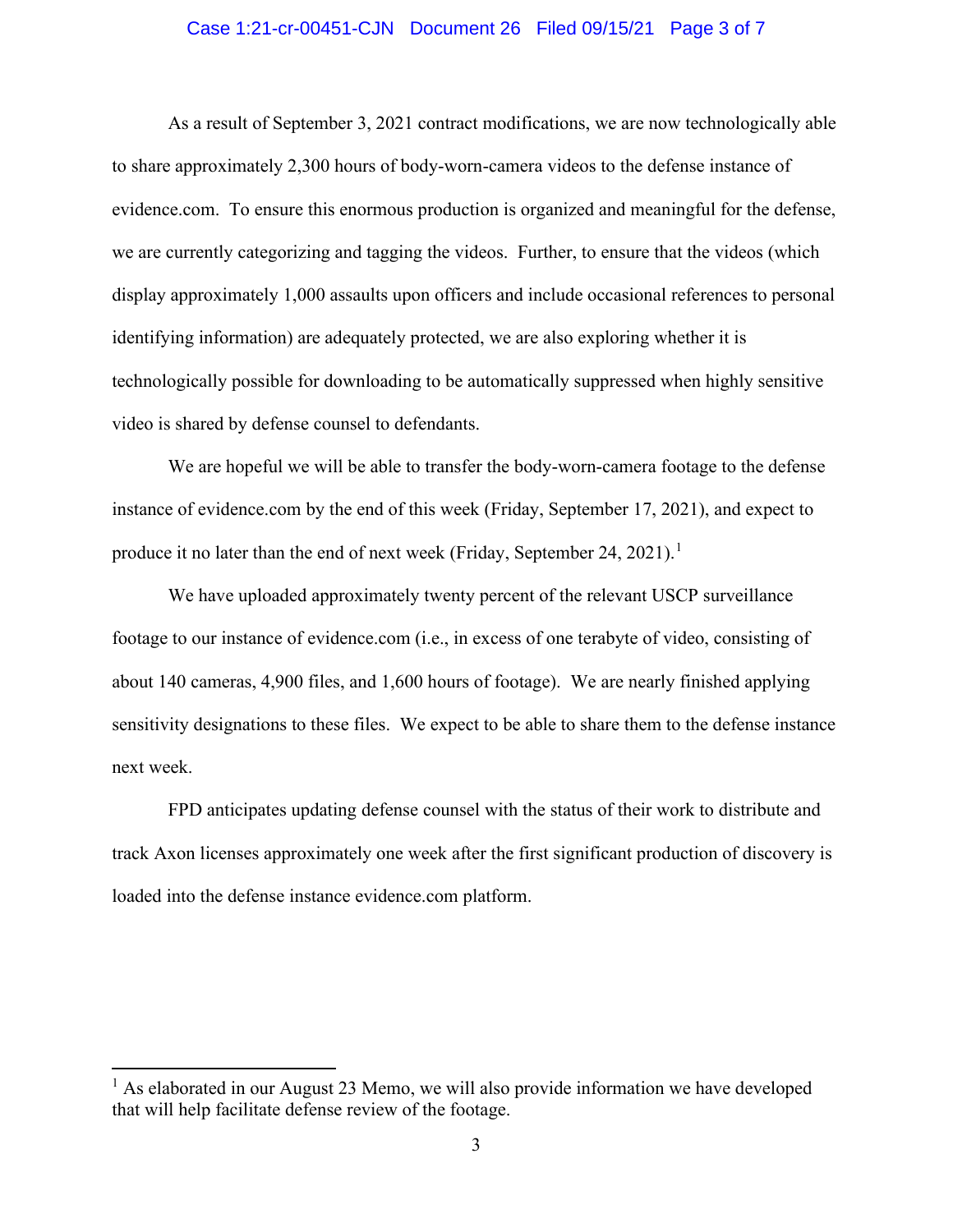As a result of September 3, 2021 contract modifications, we are now technologically able to share approximately 2,300 hours of body-worn-camera videos to the defense instance of evidence.com. To ensure this enormous production is organized and meaningful for the defense, we are currently categorizing and tagging the videos. Further, to ensure that the videos (which display approximately 1,000 assaults upon officers and include occasional references to personal identifying information) are adequately protected, we are also exploring whether it is technologically possible for downloading to be automatically suppressed when highly sensitive video is shared by defense counsel to defendants.

We are hopeful we will be able to transfer the body-worn-camera footage to the defense instance of evidence.com by the end of this week (Friday, September 17, 2021), and expect to produce it no later than the end of next week (Friday, September 24, 2021).[1]

We have uploaded approximately twenty percent of the relevant USCP surveillance footage to our instance of evidence.com (i.e., in excess of one terabyte of video, consisting of about 140 cameras, 4,900 files, and 1,600 hours of footage). We are nearly finished applying sensitivity designations to these files. We expect to be able to share them to the defense instance next week.

FPD anticipates updating defense counsel with the status of their work to distribute and track Axon licenses approximately one week after the first significant production of discovery is loaded into the defense instance evidence.com platform.

---

[1] As elaborated in our August 23 Memo, we will also provide information we have developed that will help facilitate defense review of the footage.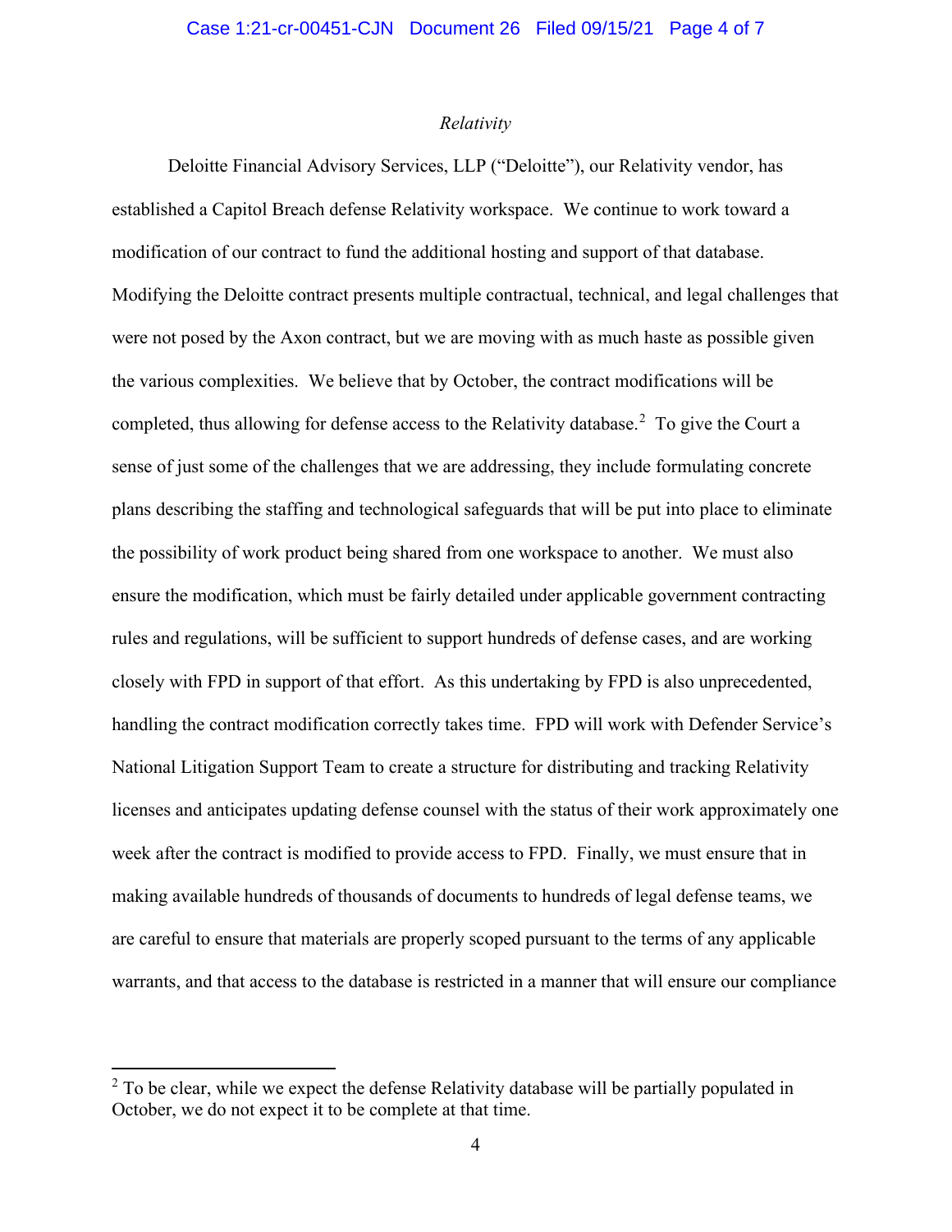*Relativity*

Deloitte Financial Advisory Services, LLP ("Deloitte"), our Relativity vendor, has established a Capitol Breach defense Relativity workspace. We continue to work toward a modification of our contract to fund the additional hosting and support of that database. Modifying the Deloitte contract presents multiple contractual, technical, and legal challenges that were not posed by the Axon contract, but we are moving with as much haste as possible given the various complexities. We believe that by October, the contract modifications will be completed, thus allowing for defense access to the Relativity database.[2] To give the Court a sense of just some of the challenges that we are addressing, they include formulating concrete plans describing the staffing and technological safeguards that will be put into place to eliminate the possibility of work product being shared from one workspace to another. We must also ensure the modification, which must be fairly detailed under applicable government contracting rules and regulations, will be sufficient to support hundreds of defense cases, and are working closely with FPD in support of that effort. As this undertaking by FPD is also unprecedented, handling the contract modification correctly takes time. FPD will work with Defender Service's National Litigation Support Team to create a structure for distributing and tracking Relativity licenses and anticipates updating defense counsel with the status of their work approximately one week after the contract is modified to provide access to FPD. Finally, we must ensure that in making available hundreds of thousands of documents to hundreds of legal defense teams, we are careful to ensure that materials are properly scoped pursuant to the terms of any applicable warrants, and that access to the database is restricted in a manner that will ensure our compliance

---

[2] To be clear, while we expect the defense Relativity database will be partially populated in October, we do not expect it to be complete at that time.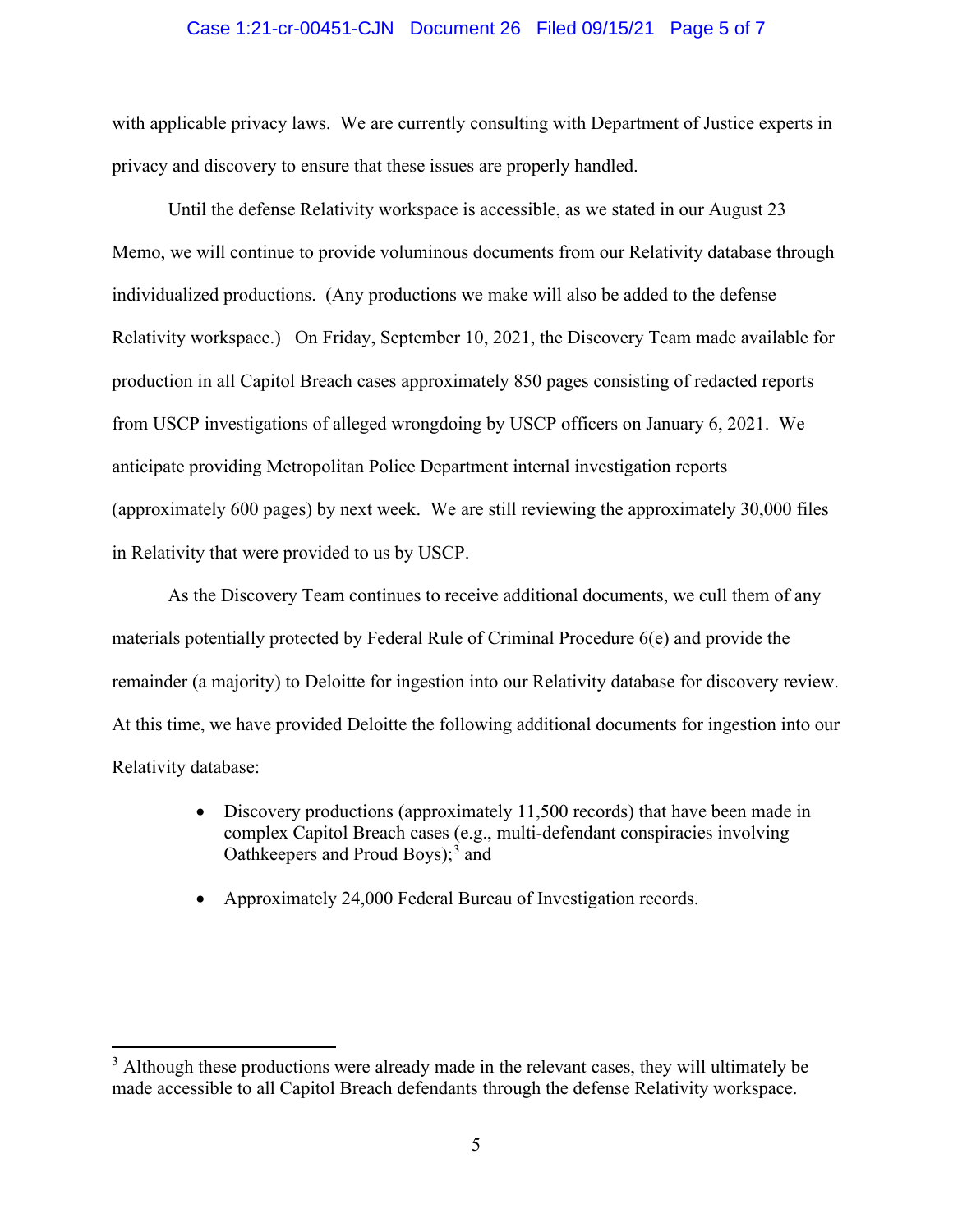with applicable privacy laws. We are currently consulting with Department of Justice experts in privacy and discovery to ensure that these issues are properly handled.

Until the defense Relativity workspace is accessible, as we stated in our August 23 Memo, we will continue to provide voluminous documents from our Relativity database through individualized productions. (Any productions we make will also be added to the defense Relativity workspace.) On Friday, September 10, 2021, the Discovery Team made available for production in all Capitol Breach cases approximately 850 pages consisting of redacted reports from USCP investigations of alleged wrongdoing by USCP officers on January 6, 2021. We anticipate providing Metropolitan Police Department internal investigation reports (approximately 600 pages) by next week. We are still reviewing the approximately 30,000 files in Relativity that were provided to us by USCP.

As the Discovery Team continues to receive additional documents, we cull them of any materials potentially protected by Federal Rule of Criminal Procedure 6(e) and provide the remainder (a majority) to Deloitte for ingestion into our Relativity database for discovery review. At this time, we have provided Deloitte the following additional documents for ingestion into our Relativity database:

- Discovery productions (approximately 11,500 records) that have been made in complex Capitol Breach cases (e.g., multi-defendant conspiracies involving Oathkeepers and Proud Boys);[3] and
- Approximately 24,000 Federal Bureau of Investigation records.

---

[3] Although these productions were already made in the relevant cases, they will ultimately be made accessible to all Capitol Breach defendants through the defense Relativity workspace.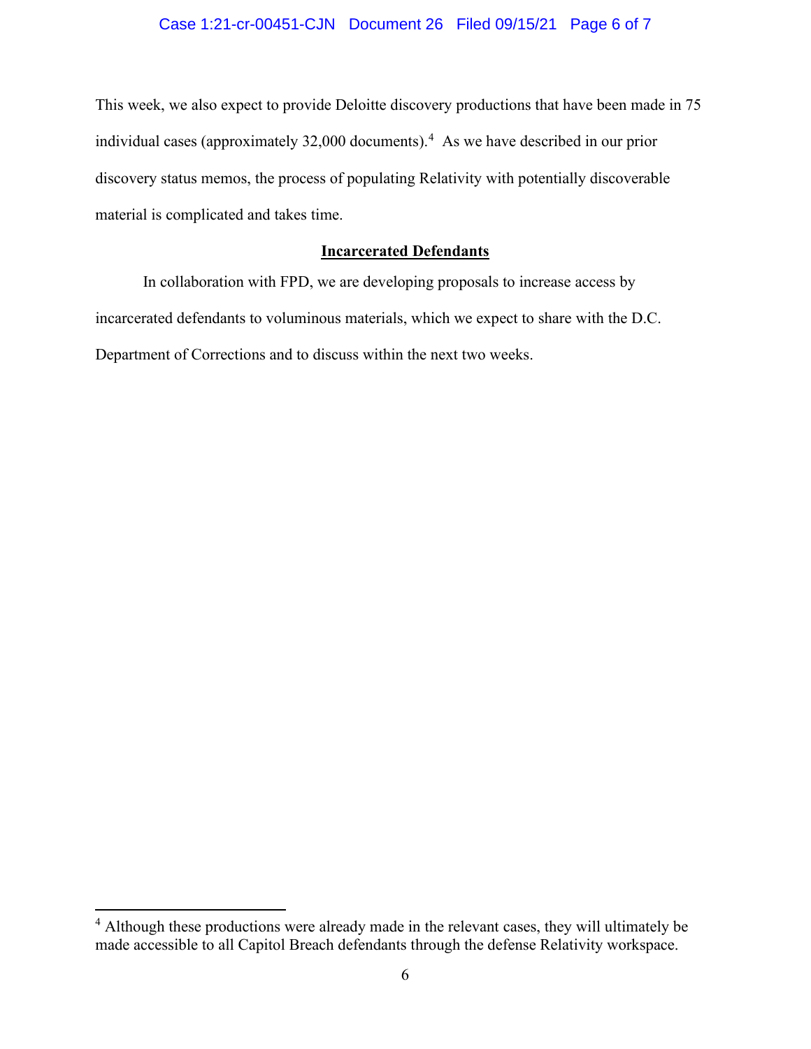This week, we also expect to provide Deloitte discovery productions that have been made in 75 individual cases (approximately 32,000 documents).[4] As we have described in our prior discovery status memos, the process of populating Relativity with potentially discoverable material is complicated and takes time.

**Incarcerated Defendants**

In collaboration with FPD, we are developing proposals to increase access by incarcerated defendants to voluminous materials, which we expect to share with the D.C. Department of Corrections and to discuss within the next two weeks.

---

[4] Although these productions were already made in the relevant cases, they will ultimately be made accessible to all Capitol Breach defendants through the defense Relativity workspace.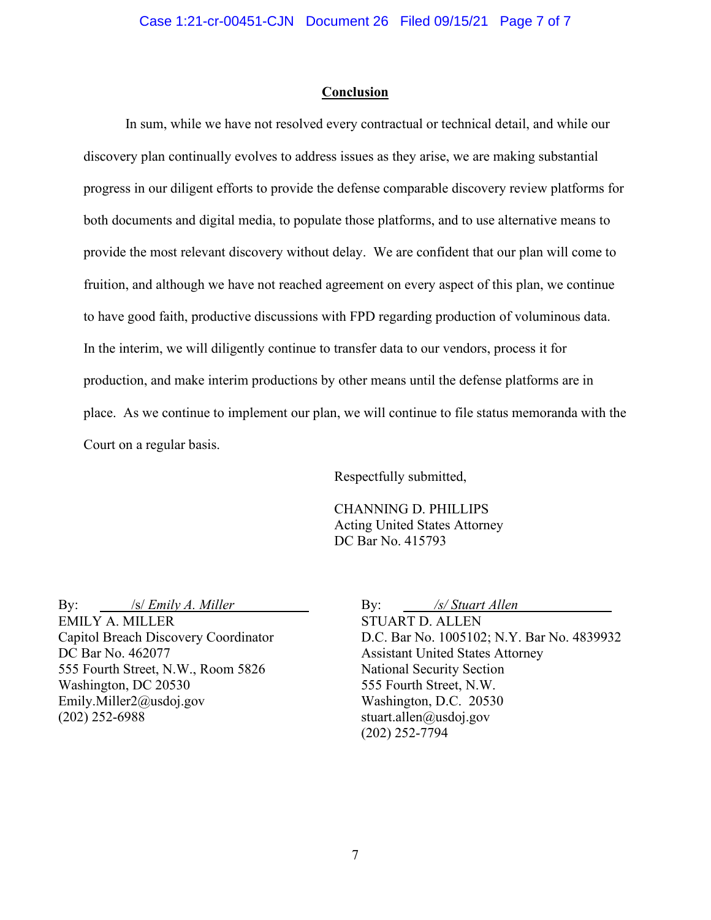## Conclusion

In sum, while we have not resolved every contractual or technical detail, and while our discovery plan continually evolves to address issues as they arise, we are making substantial progress in our diligent efforts to provide the defense comparable discovery review platforms for both documents and digital media, to populate those platforms, and to use alternative means to provide the most relevant discovery without delay. We are confident that our plan will come to fruition, and although we have not reached agreement on every aspect of this plan, we continue to have good faith, productive discussions with FPD regarding production of voluminous data. In the interim, we will diligently continue to transfer data to our vendors, process it for production, and make interim productions by other means until the defense platforms are in place. As we continue to implement our plan, we will continue to file status memoranda with the Court on a regular basis.

Respectfully submitted,

CHANNING D. PHILLIPS
Acting United States Attorney
DC Bar No. 415793

By: /s/ *Emily A. Miller*
EMILY A. MILLER
Capitol Breach Discovery Coordinator
DC Bar No. 462077
555 Fourth Street, N.W., Room 5826
Washington, DC 20530
Emily.Miller2@usdoj.gov
(202) 252-6988

By: */s/ Stuart Allen*
STUART D. ALLEN
D.C. Bar No. 1005102; N.Y. Bar No. 4839932
Assistant United States Attorney
National Security Section
555 Fourth Street, N.W.
Washington, D.C. 20530
stuart.allen@usdoj.gov
(202) 252-7794